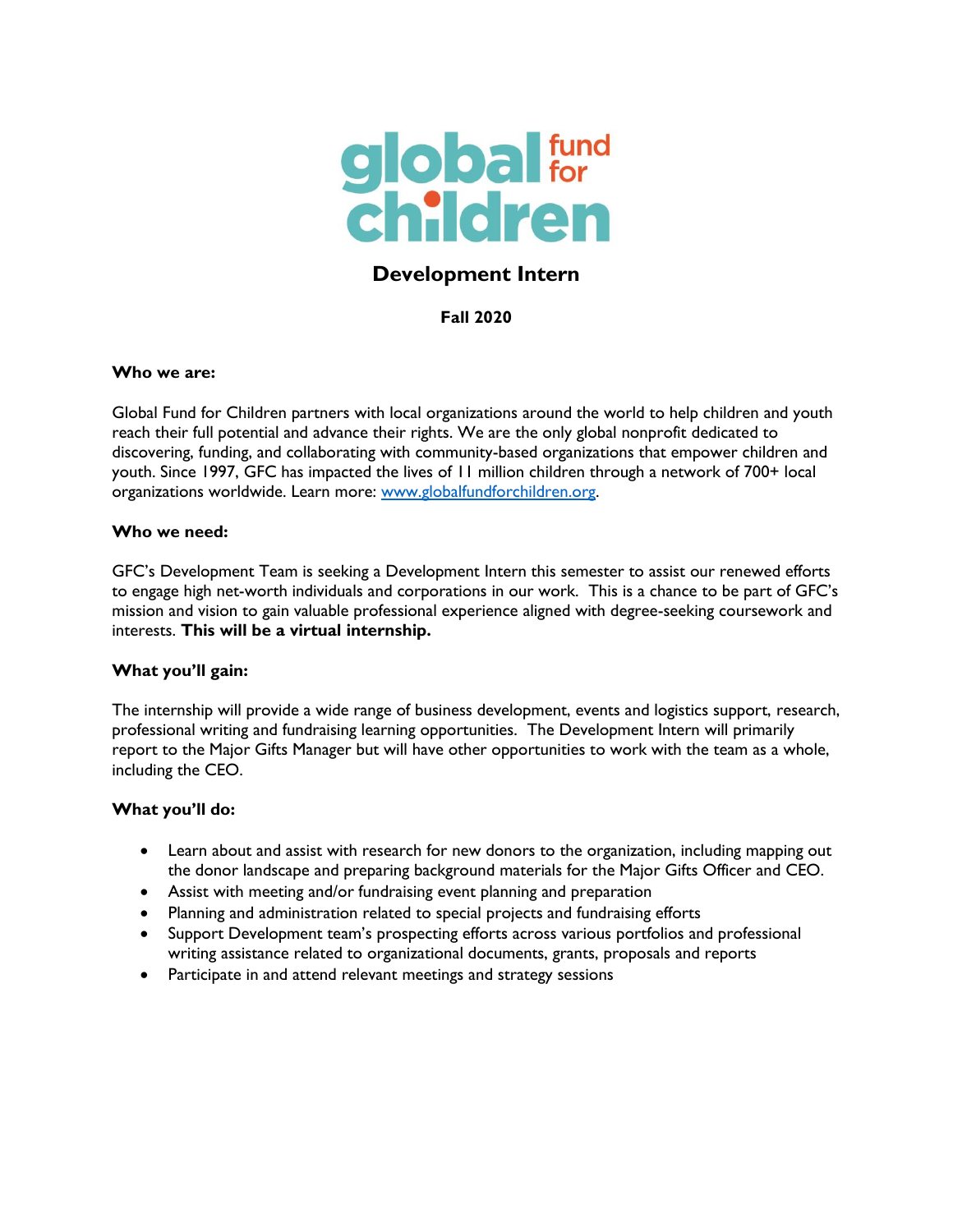global fund for children

# Development Intern

**Fall 2020**

**Who we are:**

Global Fund for Children partners with local organizations around the world to help children and youth reach their full potential and advance their rights. We are the only global nonprofit dedicated to discovering, funding, and collaborating with community-based organizations that empower children and youth. Since 1997, GFC has impacted the lives of 11 million children through a network of 700+ local organizations worldwide. Learn more: www.globalfundforchildren.org.

**Who we need:**

GFC's Development Team is seeking a Development Intern this semester to assist our renewed efforts to engage high net-worth individuals and corporations in our work. This is a chance to be part of GFC's mission and vision to gain valuable professional experience aligned with degree-seeking coursework and interests. **This will be a virtual internship.**

**What you'll gain:**

The internship will provide a wide range of business development, events and logistics support, research, professional writing and fundraising learning opportunities. The Development Intern will primarily report to the Major Gifts Manager but will have other opportunities to work with the team as a whole, including the CEO.

**What you'll do:**

- Learn about and assist with research for new donors to the organization, including mapping out the donor landscape and preparing background materials for the Major Gifts Officer and CEO.
- Assist with meeting and/or fundraising event planning and preparation
- Planning and administration related to special projects and fundraising efforts
- Support Development team's prospecting efforts across various portfolios and professional writing assistance related to organizational documents, grants, proposals and reports
- Participate in and attend relevant meetings and strategy sessions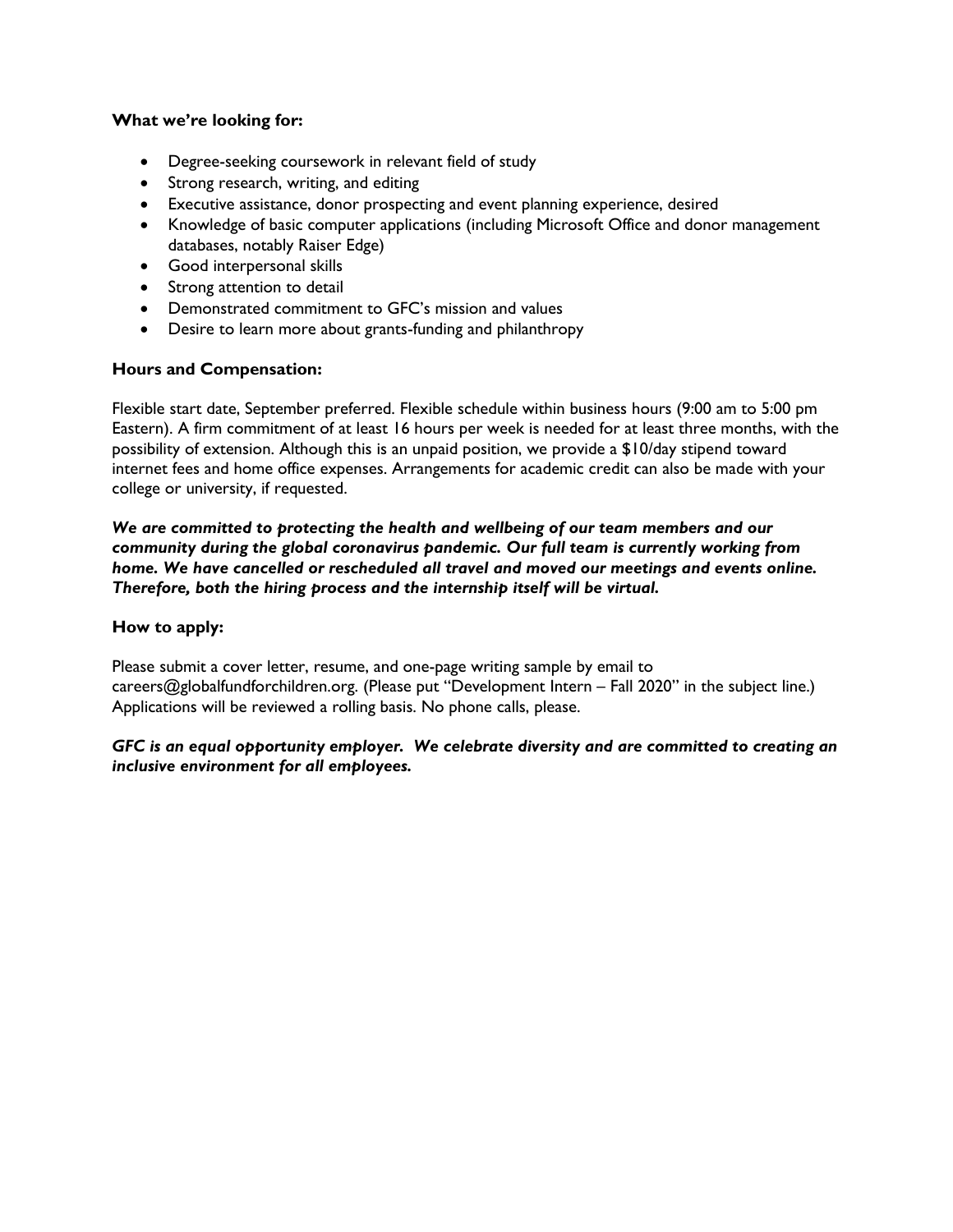**What we're looking for:**

- Degree-seeking coursework in relevant field of study
- Strong research, writing, and editing
- Executive assistance, donor prospecting and event planning experience, desired
- Knowledge of basic computer applications (including Microsoft Office and donor management databases, notably Raiser Edge)
- Good interpersonal skills
- Strong attention to detail
- Demonstrated commitment to GFC's mission and values
- Desire to learn more about grants-funding and philanthropy

**Hours and Compensation:**

Flexible start date, September preferred. Flexible schedule within business hours (9:00 am to 5:00 pm Eastern). A firm commitment of at least 16 hours per week is needed for at least three months, with the possibility of extension. Although this is an unpaid position, we provide a $10/day stipend toward internet fees and home office expenses. Arrangements for academic credit can also be made with your college or university, if requested.

***We are committed to protecting the health and wellbeing of our team members and our community during the global coronavirus pandemic. Our full team is currently working from home. We have cancelled or rescheduled all travel and moved our meetings and events online. Therefore, both the hiring process and the internship itself will be virtual.***

**How to apply:**

Please submit a cover letter, resume, and one-page writing sample by email to careers@globalfundforchildren.org. (Please put "Development Intern – Fall 2020" in the subject line.) Applications will be reviewed a rolling basis. No phone calls, please.

***GFC is an equal opportunity employer. We celebrate diversity and are committed to creating an inclusive environment for all employees.***